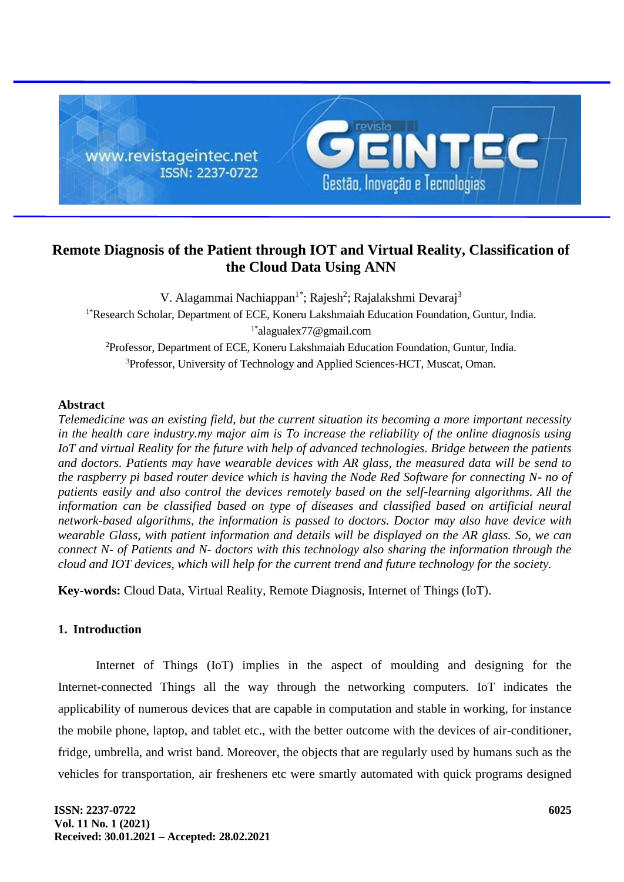# Remote Diagnosis of the Patient through IOT and Virtual Reality, Classification of the Cloud Data Using ANN

V. Alagammai Nachiappan[1*]; Rajesh[2]; Rajalakshmi Devaraj[3]

[1*]Research Scholar, Department of ECE, Koneru Lakshmaiah Education Foundation, Guntur, India.
[1*]alagualex77@gmail.com
[2]Professor, Department of ECE, Koneru Lakshmaiah Education Foundation, Guntur, India.
[3]Professor, University of Technology and Applied Sciences-HCT, Muscat, Oman.

## Abstract

*Telemedicine was an existing field, but the current situation its becoming a more important necessity in the health care industry.my major aim is To increase the reliability of the online diagnosis using IoT and virtual Reality for the future with help of advanced technologies. Bridge between the patients and doctors. Patients may have wearable devices with AR glass, the measured data will be send to the raspberry pi based router device which is having the Node Red Software for connecting N- no of patients easily and also control the devices remotely based on the self-learning algorithms. All the information can be classified based on type of diseases and classified based on artificial neural network-based algorithms, the information is passed to doctors. Doctor may also have device with wearable Glass, with patient information and details will be displayed on the AR glass. So, we can connect N- of Patients and N- doctors with this technology also sharing the information through the cloud and IOT devices, which will help for the current trend and future technology for the society.*

**Key-words:** Cloud Data, Virtual Reality, Remote Diagnosis, Internet of Things (IoT).

## 1. Introduction

Internet of Things (IoT) implies in the aspect of moulding and designing for the Internet-connected Things all the way through the networking computers. IoT indicates the applicability of numerous devices that are capable in computation and stable in working, for instance the mobile phone, laptop, and tablet etc., with the better outcome with the devices of air-conditioner, fridge, umbrella, and wrist band. Moreover, the objects that are regularly used by humans such as the vehicles for transportation, air fresheners etc were smartly automated with quick programs designed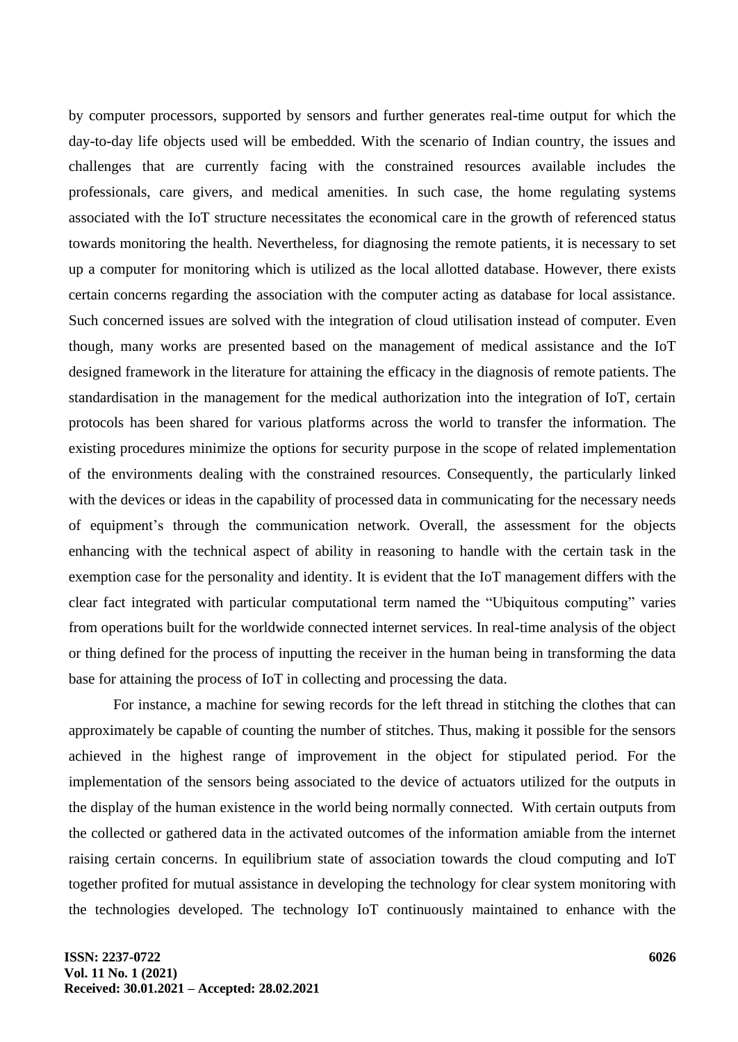by computer processors, supported by sensors and further generates real-time output for which the day-to-day life objects used will be embedded. With the scenario of Indian country, the issues and challenges that are currently facing with the constrained resources available includes the professionals, care givers, and medical amenities. In such case, the home regulating systems associated with the IoT structure necessitates the economical care in the growth of referenced status towards monitoring the health. Nevertheless, for diagnosing the remote patients, it is necessary to set up a computer for monitoring which is utilized as the local allotted database. However, there exists certain concerns regarding the association with the computer acting as database for local assistance. Such concerned issues are solved with the integration of cloud utilisation instead of computer. Even though, many works are presented based on the management of medical assistance and the IoT designed framework in the literature for attaining the efficacy in the diagnosis of remote patients. The standardisation in the management for the medical authorization into the integration of IoT, certain protocols has been shared for various platforms across the world to transfer the information. The existing procedures minimize the options for security purpose in the scope of related implementation of the environments dealing with the constrained resources. Consequently, the particularly linked with the devices or ideas in the capability of processed data in communicating for the necessary needs of equipment's through the communication network. Overall, the assessment for the objects enhancing with the technical aspect of ability in reasoning to handle with the certain task in the exemption case for the personality and identity. It is evident that the IoT management differs with the clear fact integrated with particular computational term named the "Ubiquitous computing" varies from operations built for the worldwide connected internet services. In real-time analysis of the object or thing defined for the process of inputting the receiver in the human being in transforming the data base for attaining the process of IoT in collecting and processing the data.

For instance, a machine for sewing records for the left thread in stitching the clothes that can approximately be capable of counting the number of stitches. Thus, making it possible for the sensors achieved in the highest range of improvement in the object for stipulated period. For the implementation of the sensors being associated to the device of actuators utilized for the outputs in the display of the human existence in the world being normally connected. With certain outputs from the collected or gathered data in the activated outcomes of the information amiable from the internet raising certain concerns. In equilibrium state of association towards the cloud computing and IoT together profited for mutual assistance in developing the technology for clear system monitoring with the technologies developed. The technology IoT continuously maintained to enhance with the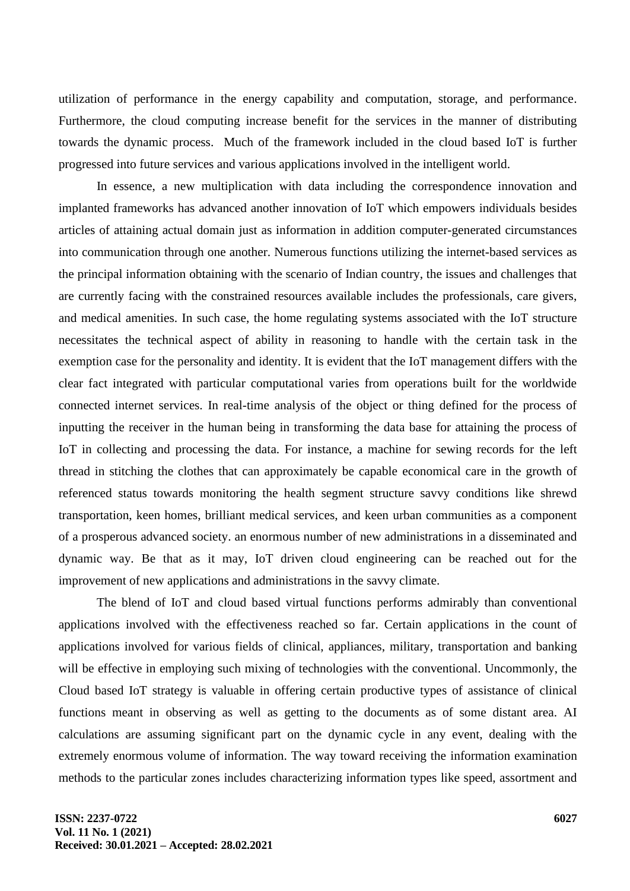utilization of performance in the energy capability and computation, storage, and performance. Furthermore, the cloud computing increase benefit for the services in the manner of distributing towards the dynamic process. Much of the framework included in the cloud based IoT is further progressed into future services and various applications involved in the intelligent world.

In essence, a new multiplication with data including the correspondence innovation and implanted frameworks has advanced another innovation of IoT which empowers individuals besides articles of attaining actual domain just as information in addition computer-generated circumstances into communication through one another. Numerous functions utilizing the internet-based services as the principal information obtaining with the scenario of Indian country, the issues and challenges that are currently facing with the constrained resources available includes the professionals, care givers, and medical amenities. In such case, the home regulating systems associated with the IoT structure necessitates the technical aspect of ability in reasoning to handle with the certain task in the exemption case for the personality and identity. It is evident that the IoT management differs with the clear fact integrated with particular computational varies from operations built for the worldwide connected internet services. In real-time analysis of the object or thing defined for the process of inputting the receiver in the human being in transforming the data base for attaining the process of IoT in collecting and processing the data. For instance, a machine for sewing records for the left thread in stitching the clothes that can approximately be capable economical care in the growth of referenced status towards monitoring the health segment structure savvy conditions like shrewd transportation, keen homes, brilliant medical services, and keen urban communities as a component of a prosperous advanced society. an enormous number of new administrations in a disseminated and dynamic way. Be that as it may, IoT driven cloud engineering can be reached out for the improvement of new applications and administrations in the savvy climate.

The blend of IoT and cloud based virtual functions performs admirably than conventional applications involved with the effectiveness reached so far. Certain applications in the count of applications involved for various fields of clinical, appliances, military, transportation and banking will be effective in employing such mixing of technologies with the conventional. Uncommonly, the Cloud based IoT strategy is valuable in offering certain productive types of assistance of clinical functions meant in observing as well as getting to the documents as of some distant area. AI calculations are assuming significant part on the dynamic cycle in any event, dealing with the extremely enormous volume of information. The way toward receiving the information examination methods to the particular zones includes characterizing information types like speed, assortment and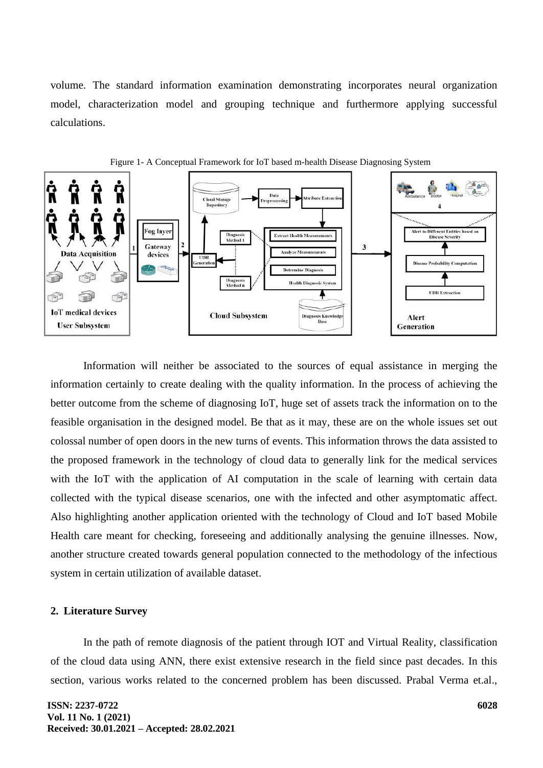volume. The standard information examination demonstrating incorporates neural organization model, characterization model and grouping technique and furthermore applying successful calculations.

Figure 1- A Conceptual Framework for IoT based m-health Disease Diagnosing System

Information will neither be associated to the sources of equal assistance in merging the information certainly to create dealing with the quality information. In the process of achieving the better outcome from the scheme of diagnosing IoT, huge set of assets track the information on to the feasible organisation in the designed model. Be that as it may, these are on the whole issues set out colossal number of open doors in the new turns of events. This information throws the data assisted to the proposed framework in the technology of cloud data to generally link for the medical services with the IoT with the application of AI computation in the scale of learning with certain data collected with the typical disease scenarios, one with the infected and other asymptomatic affect. Also highlighting another application oriented with the technology of Cloud and IoT based Mobile Health care meant for checking, foreseeing and additionally analysing the genuine illnesses. Now, another structure created towards general population connected to the methodology of the infectious system in certain utilization of available dataset.

## 2. Literature Survey

In the path of remote diagnosis of the patient through IOT and Virtual Reality, classification of the cloud data using ANN, there exist extensive research in the field since past decades. In this section, various works related to the concerned problem has been discussed. Prabal Verma et.al.,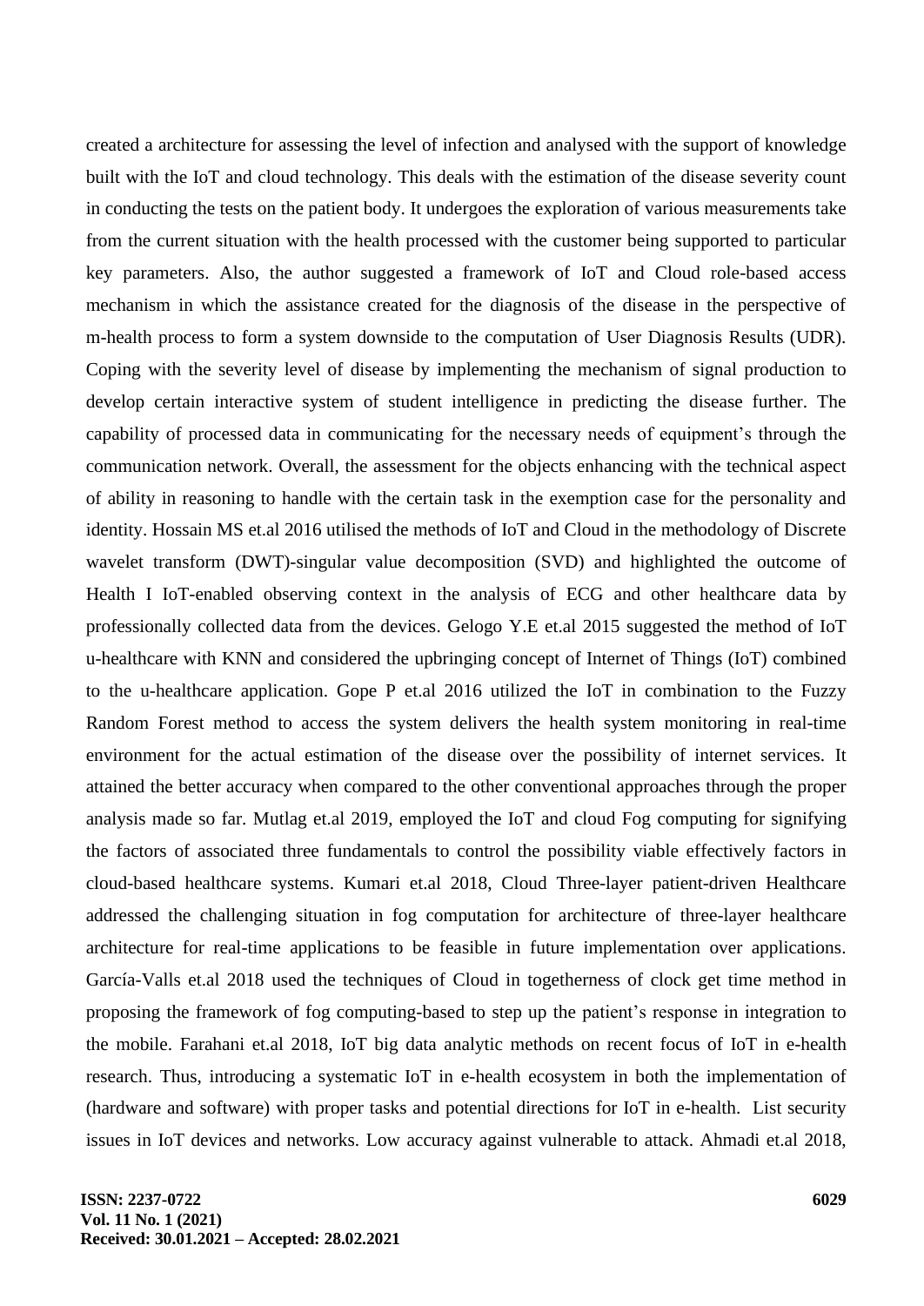created a architecture for assessing the level of infection and analysed with the support of knowledge built with the IoT and cloud technology. This deals with the estimation of the disease severity count in conducting the tests on the patient body. It undergoes the exploration of various measurements take from the current situation with the health processed with the customer being supported to particular key parameters. Also, the author suggested a framework of IoT and Cloud role-based access mechanism in which the assistance created for the diagnosis of the disease in the perspective of m-health process to form a system downside to the computation of User Diagnosis Results (UDR). Coping with the severity level of disease by implementing the mechanism of signal production to develop certain interactive system of student intelligence in predicting the disease further. The capability of processed data in communicating for the necessary needs of equipment's through the communication network. Overall, the assessment for the objects enhancing with the technical aspect of ability in reasoning to handle with the certain task in the exemption case for the personality and identity. Hossain MS et.al 2016 utilised the methods of IoT and Cloud in the methodology of Discrete wavelet transform (DWT)-singular value decomposition (SVD) and highlighted the outcome of Health I IoT-enabled observing context in the analysis of ECG and other healthcare data by professionally collected data from the devices. Gelogo Y.E et.al 2015 suggested the method of IoT u-healthcare with KNN and considered the upbringing concept of Internet of Things (IoT) combined to the u-healthcare application. Gope P et.al 2016 utilized the IoT in combination to the Fuzzy Random Forest method to access the system delivers the health system monitoring in real-time environment for the actual estimation of the disease over the possibility of internet services. It attained the better accuracy when compared to the other conventional approaches through the proper analysis made so far. Mutlag et.al 2019, employed the IoT and cloud Fog computing for signifying the factors of associated three fundamentals to control the possibility viable effectively factors in cloud-based healthcare systems. Kumari et.al 2018, Cloud Three-layer patient-driven Healthcare addressed the challenging situation in fog computation for architecture of three-layer healthcare architecture for real-time applications to be feasible in future implementation over applications. García-Valls et.al 2018 used the techniques of Cloud in togetherness of clock get time method in proposing the framework of fog computing-based to step up the patient's response in integration to the mobile. Farahani et.al 2018, IoT big data analytic methods on recent focus of IoT in e-health research. Thus, introducing a systematic IoT in e-health ecosystem in both the implementation of (hardware and software) with proper tasks and potential directions for IoT in e-health. List security issues in IoT devices and networks. Low accuracy against vulnerable to attack. Ahmadi et.al 2018,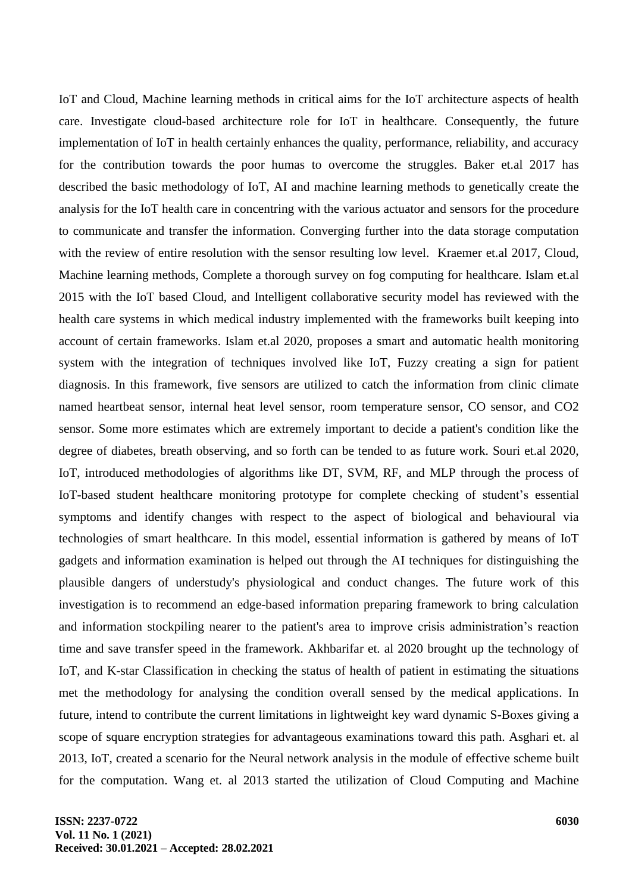IoT and Cloud, Machine learning methods in critical aims for the IoT architecture aspects of health care. Investigate cloud-based architecture role for IoT in healthcare. Consequently, the future implementation of IoT in health certainly enhances the quality, performance, reliability, and accuracy for the contribution towards the poor humas to overcome the struggles. Baker et.al 2017 has described the basic methodology of IoT, AI and machine learning methods to genetically create the analysis for the IoT health care in concentring with the various actuator and sensors for the procedure to communicate and transfer the information. Converging further into the data storage computation with the review of entire resolution with the sensor resulting low level. Kraemer et.al 2017, Cloud, Machine learning methods, Complete a thorough survey on fog computing for healthcare. Islam et.al 2015 with the IoT based Cloud, and Intelligent collaborative security model has reviewed with the health care systems in which medical industry implemented with the frameworks built keeping into account of certain frameworks. Islam et.al 2020, proposes a smart and automatic health monitoring system with the integration of techniques involved like IoT, Fuzzy creating a sign for patient diagnosis. In this framework, five sensors are utilized to catch the information from clinic climate named heartbeat sensor, internal heat level sensor, room temperature sensor, CO sensor, and $CO_2$ sensor. Some more estimates which are extremely important to decide a patient's condition like the degree of diabetes, breath observing, and so forth can be tended to as future work. Souri et.al 2020, IoT, introduced methodologies of algorithms like DT, SVM, RF, and MLP through the process of IoT-based student healthcare monitoring prototype for complete checking of student's essential symptoms and identify changes with respect to the aspect of biological and behavioural via technologies of smart healthcare. In this model, essential information is gathered by means of IoT gadgets and information examination is helped out through the AI techniques for distinguishing the plausible dangers of understudy's physiological and conduct changes. The future work of this investigation is to recommend an edge-based information preparing framework to bring calculation and information stockpiling nearer to the patient's area to improve crisis administration's reaction time and save transfer speed in the framework. Akhbarifar et. al 2020 brought up the technology of IoT, and K-star Classification in checking the status of health of patient in estimating the situations met the methodology for analysing the condition overall sensed by the medical applications. In future, intend to contribute the current limitations in lightweight key ward dynamic S-Boxes giving a scope of square encryption strategies for advantageous examinations toward this path. Asghari et. al 2013, IoT, created a scenario for the Neural network analysis in the module of effective scheme built for the computation. Wang et. al 2013 started the utilization of Cloud Computing and Machine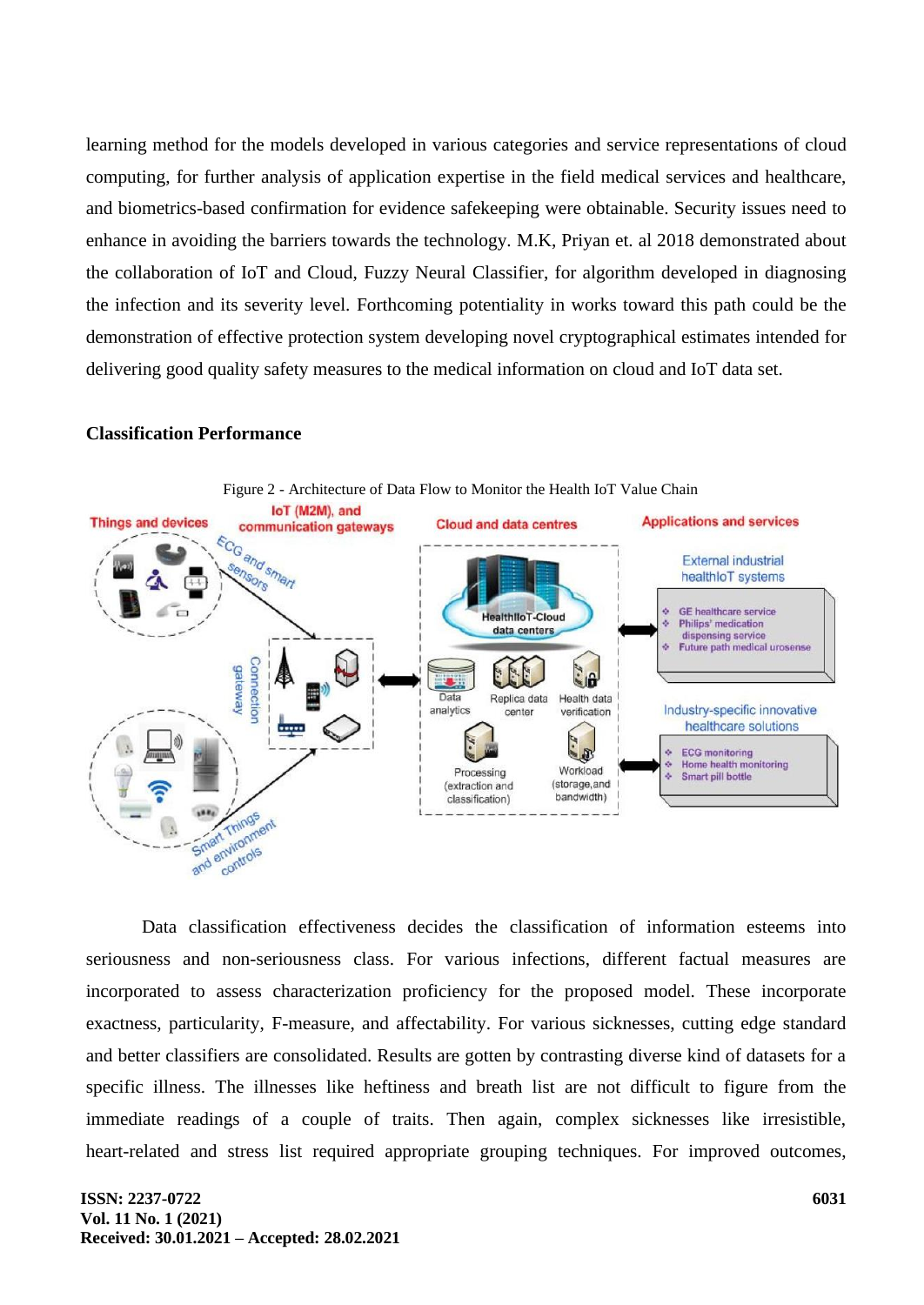learning method for the models developed in various categories and service representations of cloud computing, for further analysis of application expertise in the field medical services and healthcare, and biometrics-based confirmation for evidence safekeeping were obtainable. Security issues need to enhance in avoiding the barriers towards the technology. M.K, Priyan et. al 2018 demonstrated about the collaboration of IoT and Cloud, Fuzzy Neural Classifier, for algorithm developed in diagnosing the infection and its severity level. Forthcoming potentiality in works toward this path could be the demonstration of effective protection system developing novel cryptographical estimates intended for delivering good quality safety measures to the medical information on cloud and IoT data set.

**Classification Performance**

Figure 2 - Architecture of Data Flow to Monitor the Health IoT Value Chain

Data classification effectiveness decides the classification of information esteems into seriousness and non-seriousness class. For various infections, different factual measures are incorporated to assess characterization proficiency for the proposed model. These incorporate exactness, particularity, F-measure, and affectability. For various sicknesses, cutting edge standard and better classifiers are consolidated. Results are gotten by contrasting diverse kind of datasets for a specific illness. The illnesses like heftiness and breath list are not difficult to figure from the immediate readings of a couple of traits. Then again, complex sicknesses like irresistible, heart-related and stress list required appropriate grouping techniques. For improved outcomes,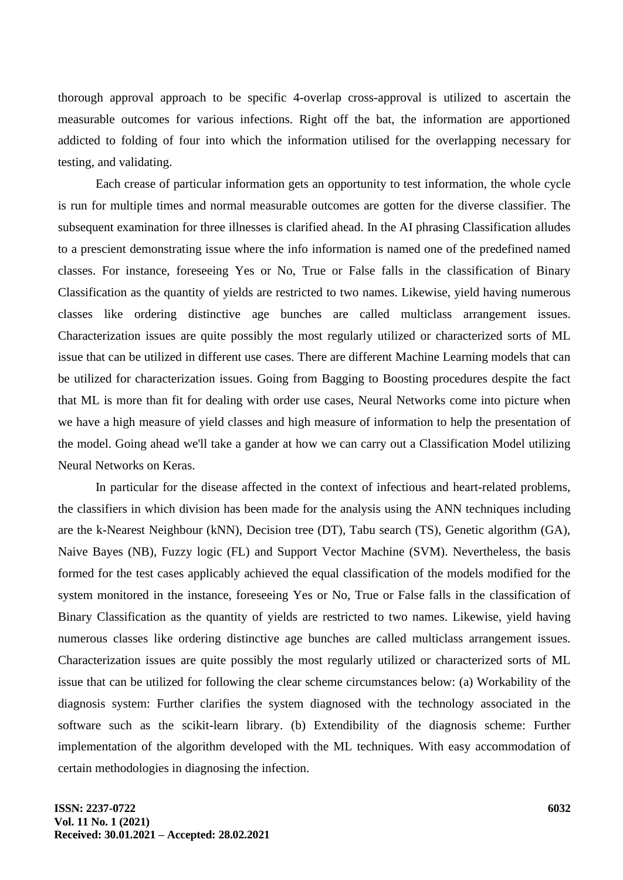thorough approval approach to be specific 4-overlap cross-approval is utilized to ascertain the measurable outcomes for various infections. Right off the bat, the information are apportioned addicted to folding of four into which the information utilised for the overlapping necessary for testing, and validating.

Each crease of particular information gets an opportunity to test information, the whole cycle is run for multiple times and normal measurable outcomes are gotten for the diverse classifier. The subsequent examination for three illnesses is clarified ahead. In the AI phrasing Classification alludes to a prescient demonstrating issue where the info information is named one of the predefined named classes. For instance, foreseeing Yes or No, True or False falls in the classification of Binary Classification as the quantity of yields are restricted to two names. Likewise, yield having numerous classes like ordering distinctive age bunches are called multiclass arrangement issues. Characterization issues are quite possibly the most regularly utilized or characterized sorts of ML issue that can be utilized in different use cases. There are different Machine Learning models that can be utilized for characterization issues. Going from Bagging to Boosting procedures despite the fact that ML is more than fit for dealing with order use cases, Neural Networks come into picture when we have a high measure of yield classes and high measure of information to help the presentation of the model. Going ahead we'll take a gander at how we can carry out a Classification Model utilizing Neural Networks on Keras.

In particular for the disease affected in the context of infectious and heart-related problems, the classifiers in which division has been made for the analysis using the ANN techniques including are the k-Nearest Neighbour (kNN), Decision tree (DT), Tabu search (TS), Genetic algorithm (GA), Naive Bayes (NB), Fuzzy logic (FL) and Support Vector Machine (SVM). Nevertheless, the basis formed for the test cases applicably achieved the equal classification of the models modified for the system monitored in the instance, foreseeing Yes or No, True or False falls in the classification of Binary Classification as the quantity of yields are restricted to two names. Likewise, yield having numerous classes like ordering distinctive age bunches are called multiclass arrangement issues. Characterization issues are quite possibly the most regularly utilized or characterized sorts of ML issue that can be utilized for following the clear scheme circumstances below: (a) Workability of the diagnosis system: Further clarifies the system diagnosed with the technology associated in the software such as the scikit-learn library. (b) Extendibility of the diagnosis scheme: Further implementation of the algorithm developed with the ML techniques. With easy accommodation of certain methodologies in diagnosing the infection.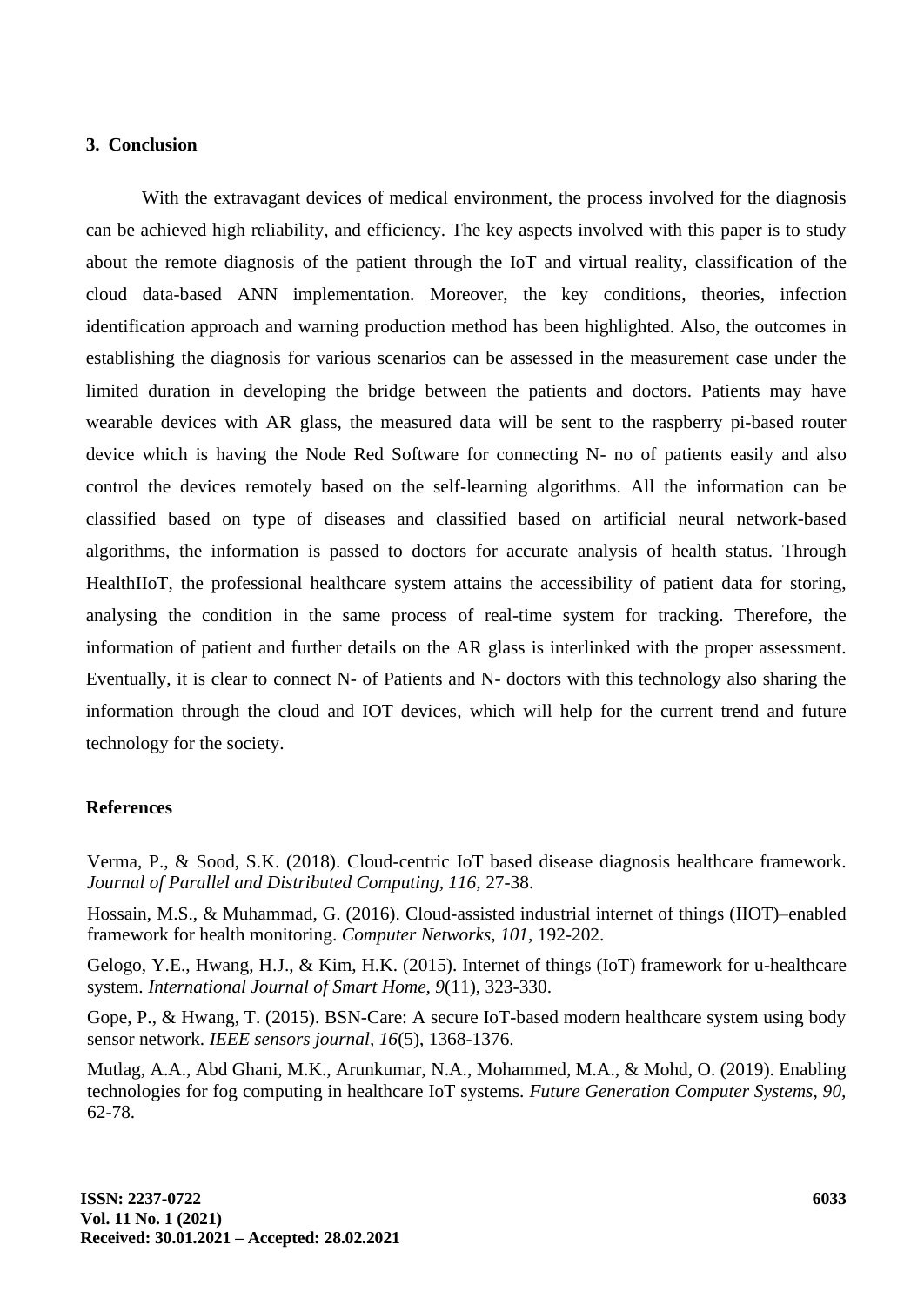## 3. Conclusion

With the extravagant devices of medical environment, the process involved for the diagnosis can be achieved high reliability, and efficiency. The key aspects involved with this paper is to study about the remote diagnosis of the patient through the IoT and virtual reality, classification of the cloud data-based ANN implementation. Moreover, the key conditions, theories, infection identification approach and warning production method has been highlighted. Also, the outcomes in establishing the diagnosis for various scenarios can be assessed in the measurement case under the limited duration in developing the bridge between the patients and doctors. Patients may have wearable devices with AR glass, the measured data will be sent to the raspberry pi-based router device which is having the Node Red Software for connecting N- no of patients easily and also control the devices remotely based on the self-learning algorithms. All the information can be classified based on type of diseases and classified based on artificial neural network-based algorithms, the information is passed to doctors for accurate analysis of health status. Through HealthIIoT, the professional healthcare system attains the accessibility of patient data for storing, analysing the condition in the same process of real-time system for tracking. Therefore, the information of patient and further details on the AR glass is interlinked with the proper assessment. Eventually, it is clear to connect N- of Patients and N- doctors with this technology also sharing the information through the cloud and IOT devices, which will help for the current trend and future technology for the society.

## References

Verma, P., & Sood, S.K. (2018). Cloud-centric IoT based disease diagnosis healthcare framework. *Journal of Parallel and Distributed Computing, 116*, 27-38.

Hossain, M.S., & Muhammad, G. (2016). Cloud-assisted industrial internet of things (IIOT)–enabled framework for health monitoring. *Computer Networks, 101*, 192-202.

Gelogo, Y.E., Hwang, H.J., & Kim, H.K. (2015). Internet of things (IoT) framework for u-healthcare system. *International Journal of Smart Home, 9*(11), 323-330.

Gope, P., & Hwang, T. (2015). BSN-Care: A secure IoT-based modern healthcare system using body sensor network. *IEEE sensors journal, 16*(5), 1368-1376.

Mutlag, A.A., Abd Ghani, M.K., Arunkumar, N.A., Mohammed, M.A., & Mohd, O. (2019). Enabling technologies for fog computing in healthcare IoT systems. *Future Generation Computer Systems, 90*, 62-78.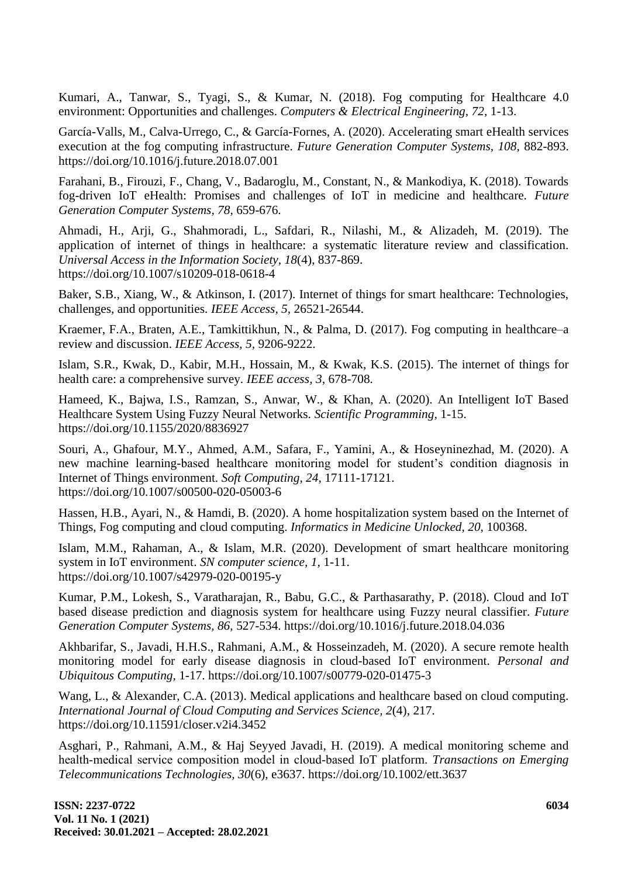Kumari, A., Tanwar, S., Tyagi, S., & Kumar, N. (2018). Fog computing for Healthcare 4.0 environment: Opportunities and challenges. *Computers & Electrical Engineering, 72*, 1-13.

García-Valls, M., Calva-Urrego, C., & García-Fornes, A. (2020). Accelerating smart eHealth services execution at the fog computing infrastructure. *Future Generation Computer Systems, 108,* 882-893. https://doi.org/10.1016/j.future.2018.07.001

Farahani, B., Firouzi, F., Chang, V., Badaroglu, M., Constant, N., & Mankodiya, K. (2018). Towards fog-driven IoT eHealth: Promises and challenges of IoT in medicine and healthcare. *Future Generation Computer Systems, 78,* 659-676.

Ahmadi, H., Arji, G., Shahmoradi, L., Safdari, R., Nilashi, M., & Alizadeh, M. (2019). The application of internet of things in healthcare: a systematic literature review and classification. *Universal Access in the Information Society, 18*(4), 837-869. https://doi.org/10.1007/s10209-018-0618-4

Baker, S.B., Xiang, W., & Atkinson, I. (2017). Internet of things for smart healthcare: Technologies, challenges, and opportunities. *IEEE Access, 5,* 26521-26544.

Kraemer, F.A., Braten, A.E., Tamkittikhun, N., & Palma, D. (2017). Fog computing in healthcare–a review and discussion. *IEEE Access, 5,* 9206-9222.

Islam, S.R., Kwak, D., Kabir, M.H., Hossain, M., & Kwak, K.S. (2015). The internet of things for health care: a comprehensive survey. *IEEE access, 3,* 678-708.

Hameed, K., Bajwa, I.S., Ramzan, S., Anwar, W., & Khan, A. (2020). An Intelligent IoT Based Healthcare System Using Fuzzy Neural Networks. *Scientific Programming,* 1-15. https://doi.org/10.1155/2020/8836927

Souri, A., Ghafour, M.Y., Ahmed, A.M., Safara, F., Yamini, A., & Hoseyninezhad, M. (2020). A new machine learning-based healthcare monitoring model for student's condition diagnosis in Internet of Things environment. *Soft Computing, 24,* 17111-17121. https://doi.org/10.1007/s00500-020-05003-6

Hassen, H.B., Ayari, N., & Hamdi, B. (2020). A home hospitalization system based on the Internet of Things, Fog computing and cloud computing. *Informatics in Medicine Unlocked, 20,* 100368.

Islam, M.M., Rahaman, A., & Islam, M.R. (2020). Development of smart healthcare monitoring system in IoT environment. *SN computer science, 1,* 1-11. https://doi.org/10.1007/s42979-020-00195-y

Kumar, P.M., Lokesh, S., Varatharajan, R., Babu, G.C., & Parthasarathy, P. (2018). Cloud and IoT based disease prediction and diagnosis system for healthcare using Fuzzy neural classifier. *Future Generation Computer Systems, 86,* 527-534. https://doi.org/10.1016/j.future.2018.04.036

Akhbarifar, S., Javadi, H.H.S., Rahmani, A.M., & Hosseinzadeh, M. (2020). A secure remote health monitoring model for early disease diagnosis in cloud-based IoT environment. *Personal and Ubiquitous Computing,* 1-17. https://doi.org/10.1007/s00779-020-01475-3

Wang, L., & Alexander, C.A. (2013). Medical applications and healthcare based on cloud computing. *International Journal of Cloud Computing and Services Science, 2*(4), 217. https://doi.org/10.11591/closer.v2i4.3452

Asghari, P., Rahmani, A.M., & Haj Seyyed Javadi, H. (2019). A medical monitoring scheme and health-medical service composition model in cloud-based IoT platform. *Transactions on Emerging Telecommunications Technologies, 30*(6), e3637. https://doi.org/10.1002/ett.3637